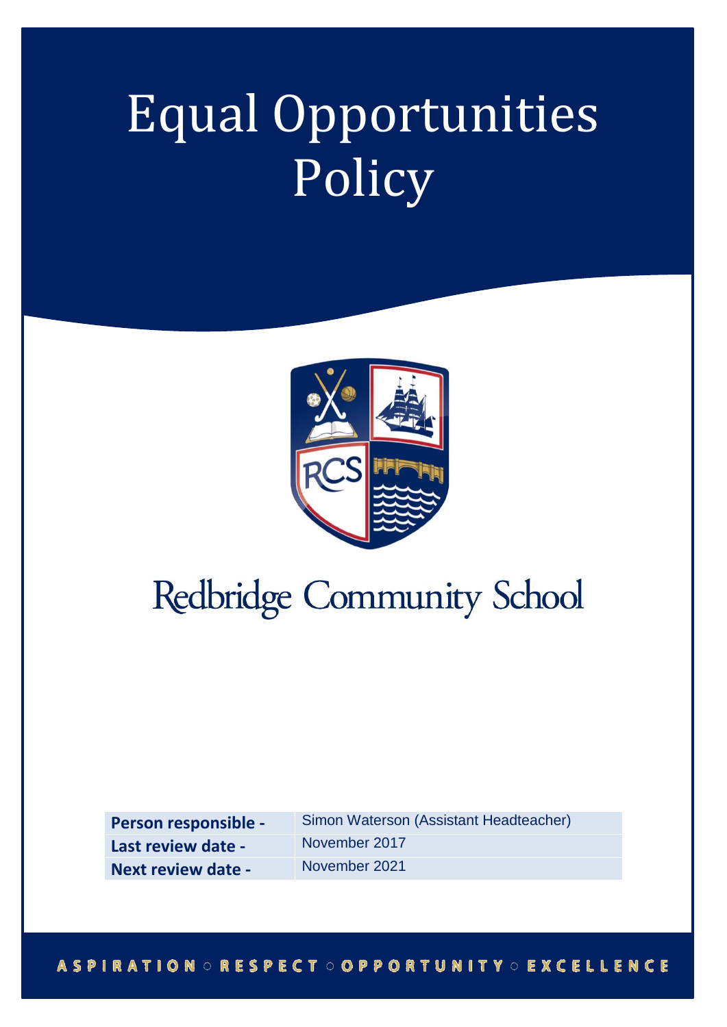# Equal Opportunities Policy

Redbridge Community School

| Person responsible - | Simon Waterson (Assistant Headteacher) |
|---|---|
| Last review date - | November 2017 |
| Next review date - | November 2021 |

ASPIRATION ◦ RESPECT ◦ OPPORTUNITY ◦ EXCELLENCE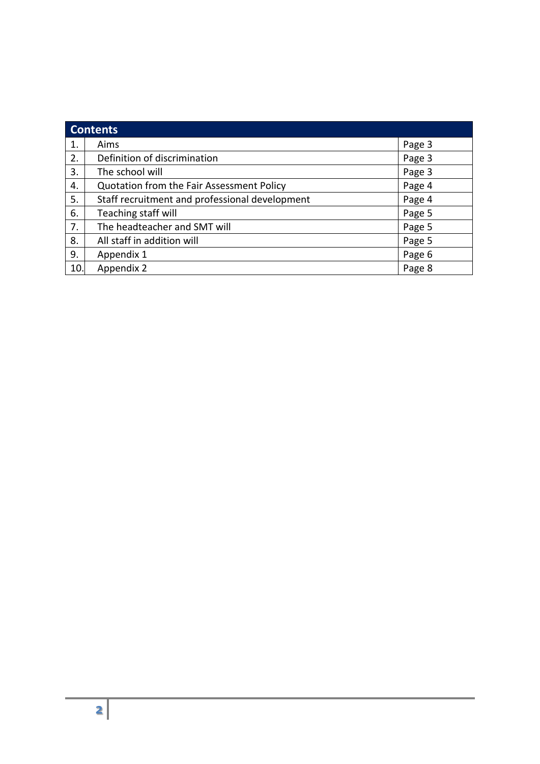| Contents | | |
|---|---|---|
| 1. | Aims | Page 3 |
| 2. | Definition of discrimination | Page 3 |
| 3. | The school will | Page 3 |
| 4. | Quotation from the Fair Assessment Policy | Page 4 |
| 5. | Staff recruitment and professional development | Page 4 |
| 6. | Teaching staff will | Page 5 |
| 7. | The headteacher and SMT will | Page 5 |
| 8. | All staff in addition will | Page 5 |
| 9. | Appendix 1 | Page 6 |
| 10. | Appendix 2 | Page 8 |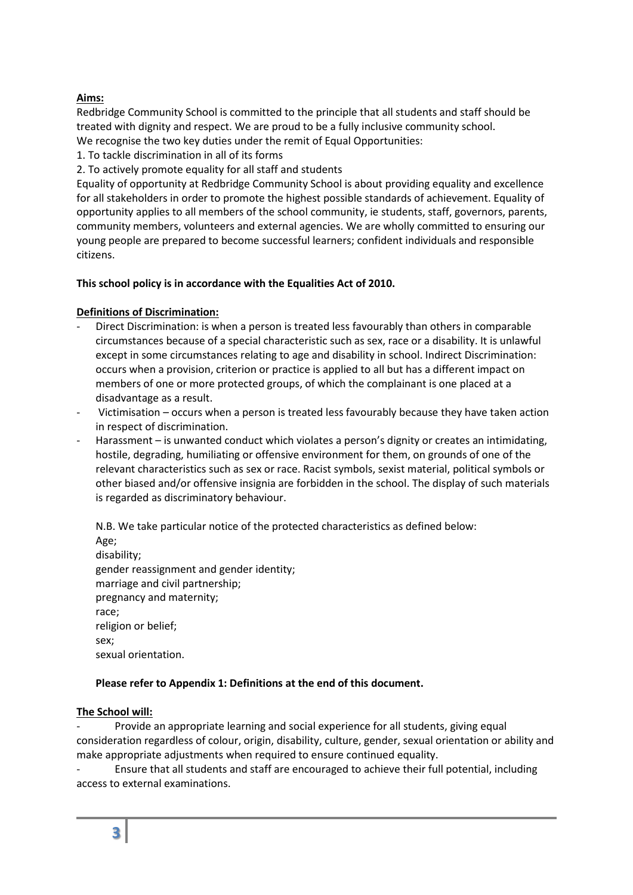**Aims:**

Redbridge Community School is committed to the principle that all students and staff should be treated with dignity and respect. We are proud to be a fully inclusive community school. We recognise the two key duties under the remit of Equal Opportunities:

1. To tackle discrimination in all of its forms
2. To actively promote equality for all staff and students

Equality of opportunity at Redbridge Community School is about providing equality and excellence for all stakeholders in order to promote the highest possible standards of achievement. Equality of opportunity applies to all members of the school community, ie students, staff, governors, parents, community members, volunteers and external agencies. We are wholly committed to ensuring our young people are prepared to become successful learners; confident individuals and responsible citizens.

**This school policy is in accordance with the Equalities Act of 2010.**

**Definitions of Discrimination:**

- Direct Discrimination: is when a person is treated less favourably than others in comparable circumstances because of a special characteristic such as sex, race or a disability. It is unlawful except in some circumstances relating to age and disability in school. Indirect Discrimination: occurs when a provision, criterion or practice is applied to all but has a different impact on members of one or more protected groups, of which the complainant is one placed at a disadvantage as a result.
- Victimisation – occurs when a person is treated less favourably because they have taken action in respect of discrimination.
- Harassment – is unwanted conduct which violates a person's dignity or creates an intimidating, hostile, degrading, humiliating or offensive environment for them, on grounds of one of the relevant characteristics such as sex or race. Racist symbols, sexist material, political symbols or other biased and/or offensive insignia are forbidden in the school. The display of such materials is regarded as discriminatory behaviour.

  N.B. We take particular notice of the protected characteristics as defined below:
  Age;
  disability;
  gender reassignment and gender identity;
  marriage and civil partnership;
  pregnancy and maternity;
  race;
  religion or belief;
  sex;
  sexual orientation.

  **Please refer to Appendix 1: Definitions at the end of this document.**

**The School will:**

- Provide an appropriate learning and social experience for all students, giving equal consideration regardless of colour, origin, disability, culture, gender, sexual orientation or ability and make appropriate adjustments when required to ensure continued equality.
- Ensure that all students and staff are encouraged to achieve their full potential, including access to external examinations.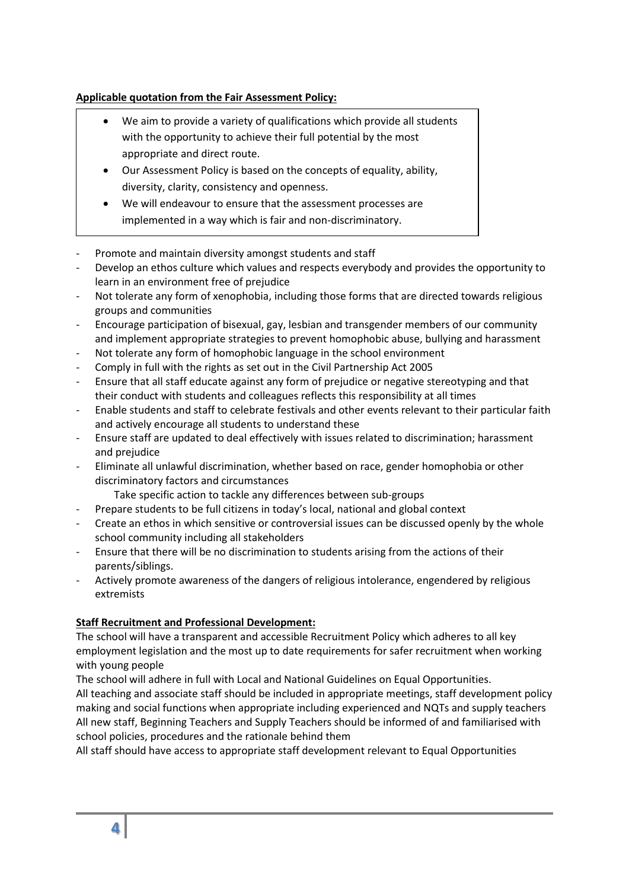**Applicable quotation from the Fair Assessment Policy:**

> - We aim to provide a variety of qualifications which provide all students with the opportunity to achieve their full potential by the most appropriate and direct route.
> - Our Assessment Policy is based on the concepts of equality, ability, diversity, clarity, consistency and openness.
> - We will endeavour to ensure that the assessment processes are implemented in a way which is fair and non-discriminatory.

- Promote and maintain diversity amongst students and staff
- Develop an ethos culture which values and respects everybody and provides the opportunity to learn in an environment free of prejudice
- Not tolerate any form of xenophobia, including those forms that are directed towards religious groups and communities
- Encourage participation of bisexual, gay, lesbian and transgender members of our community and implement appropriate strategies to prevent homophobic abuse, bullying and harassment
- Not tolerate any form of homophobic language in the school environment
- Comply in full with the rights as set out in the Civil Partnership Act 2005
- Ensure that all staff educate against any form of prejudice or negative stereotyping and that their conduct with students and colleagues reflects this responsibility at all times
- Enable students and staff to celebrate festivals and other events relevant to their particular faith and actively encourage all students to understand these
- Ensure staff are updated to deal effectively with issues related to discrimination; harassment and prejudice
- Eliminate all unlawful discrimination, whether based on race, gender homophobia or other discriminatory factors and circumstances

  Take specific action to tackle any differences between sub-groups
- Prepare students to be full citizens in today's local, national and global context
- Create an ethos in which sensitive or controversial issues can be discussed openly by the whole school community including all stakeholders
- Ensure that there will be no discrimination to students arising from the actions of their parents/siblings.
- Actively promote awareness of the dangers of religious intolerance, engendered by religious extremists

**Staff Recruitment and Professional Development:**

The school will have a transparent and accessible Recruitment Policy which adheres to all key employment legislation and the most up to date requirements for safer recruitment when working with young people

The school will adhere in full with Local and National Guidelines on Equal Opportunities.

All teaching and associate staff should be included in appropriate meetings, staff development policy making and social functions when appropriate including experienced and NQTs and supply teachers

All new staff, Beginning Teachers and Supply Teachers should be informed of and familiarised with school policies, procedures and the rationale behind them

All staff should have access to appropriate staff development relevant to Equal Opportunities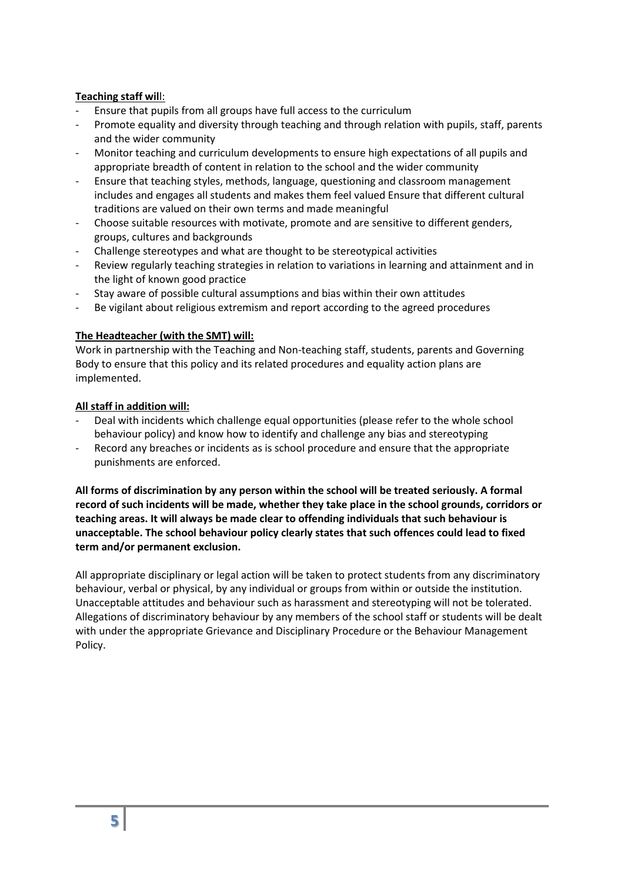**Teaching staff will:**

- Ensure that pupils from all groups have full access to the curriculum
- Promote equality and diversity through teaching and through relation with pupils, staff, parents and the wider community
- Monitor teaching and curriculum developments to ensure high expectations of all pupils and appropriate breadth of content in relation to the school and the wider community
- Ensure that teaching styles, methods, language, questioning and classroom management includes and engages all students and makes them feel valued Ensure that different cultural traditions are valued on their own terms and made meaningful
- Choose suitable resources with motivate, promote and are sensitive to different genders, groups, cultures and backgrounds
- Challenge stereotypes and what are thought to be stereotypical activities
- Review regularly teaching strategies in relation to variations in learning and attainment and in the light of known good practice
- Stay aware of possible cultural assumptions and bias within their own attitudes
- Be vigilant about religious extremism and report according to the agreed procedures

**The Headteacher (with the SMT) will:**

Work in partnership with the Teaching and Non-teaching staff, students, parents and Governing Body to ensure that this policy and its related procedures and equality action plans are implemented.

**All staff in addition will:**

- Deal with incidents which challenge equal opportunities (please refer to the whole school behaviour policy) and know how to identify and challenge any bias and stereotyping
- Record any breaches or incidents as is school procedure and ensure that the appropriate punishments are enforced.

**All forms of discrimination by any person within the school will be treated seriously. A formal record of such incidents will be made, whether they take place in the school grounds, corridors or teaching areas. It will always be made clear to offending individuals that such behaviour is unacceptable. The school behaviour policy clearly states that such offences could lead to fixed term and/or permanent exclusion.**

All appropriate disciplinary or legal action will be taken to protect students from any discriminatory behaviour, verbal or physical, by any individual or groups from within or outside the institution. Unacceptable attitudes and behaviour such as harassment and stereotyping will not be tolerated. Allegations of discriminatory behaviour by any members of the school staff or students will be dealt with under the appropriate Grievance and Disciplinary Procedure or the Behaviour Management Policy.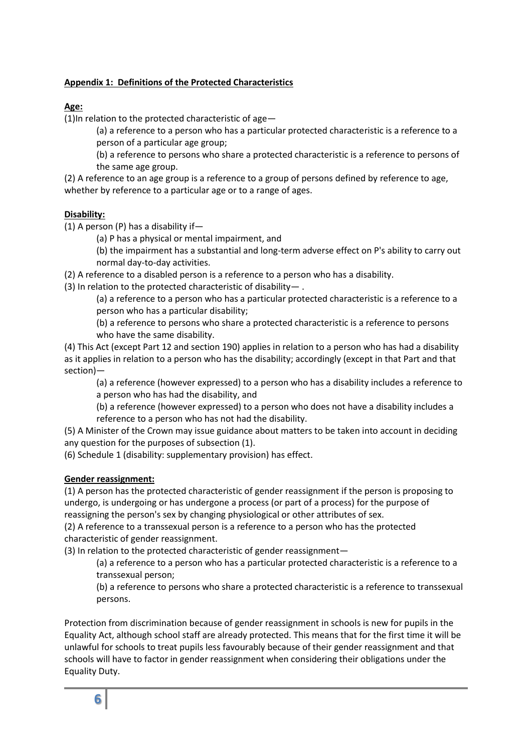**Appendix 1: Definitions of the Protected Characteristics**

**Age:**

(1)In relation to the protected characteristic of age—

(a) a reference to a person who has a particular protected characteristic is a reference to a person of a particular age group;

(b) a reference to persons who share a protected characteristic is a reference to persons of the same age group.

(2) A reference to an age group is a reference to a group of persons defined by reference to age, whether by reference to a particular age or to a range of ages.

**Disability:**

(1) A person (P) has a disability if—

(a) P has a physical or mental impairment, and

(b) the impairment has a substantial and long-term adverse effect on P's ability to carry out normal day-to-day activities.

(2) A reference to a disabled person is a reference to a person who has a disability.

(3) In relation to the protected characteristic of disability— .

(a) a reference to a person who has a particular protected characteristic is a reference to a person who has a particular disability;

(b) a reference to persons who share a protected characteristic is a reference to persons who have the same disability.

(4) This Act (except Part 12 and section 190) applies in relation to a person who has had a disability as it applies in relation to a person who has the disability; accordingly (except in that Part and that section)—

(a) a reference (however expressed) to a person who has a disability includes a reference to a person who has had the disability, and

(b) a reference (however expressed) to a person who does not have a disability includes a reference to a person who has not had the disability.

(5) A Minister of the Crown may issue guidance about matters to be taken into account in deciding any question for the purposes of subsection (1).

(6) Schedule 1 (disability: supplementary provision) has effect.

**Gender reassignment:**

(1) A person has the protected characteristic of gender reassignment if the person is proposing to undergo, is undergoing or has undergone a process (or part of a process) for the purpose of reassigning the person's sex by changing physiological or other attributes of sex.

(2) A reference to a transsexual person is a reference to a person who has the protected characteristic of gender reassignment.

(3) In relation to the protected characteristic of gender reassignment—

(a) a reference to a person who has a particular protected characteristic is a reference to a transsexual person;

(b) a reference to persons who share a protected characteristic is a reference to transsexual persons.

Protection from discrimination because of gender reassignment in schools is new for pupils in the Equality Act, although school staff are already protected. This means that for the first time it will be unlawful for schools to treat pupils less favourably because of their gender reassignment and that schools will have to factor in gender reassignment when considering their obligations under the Equality Duty.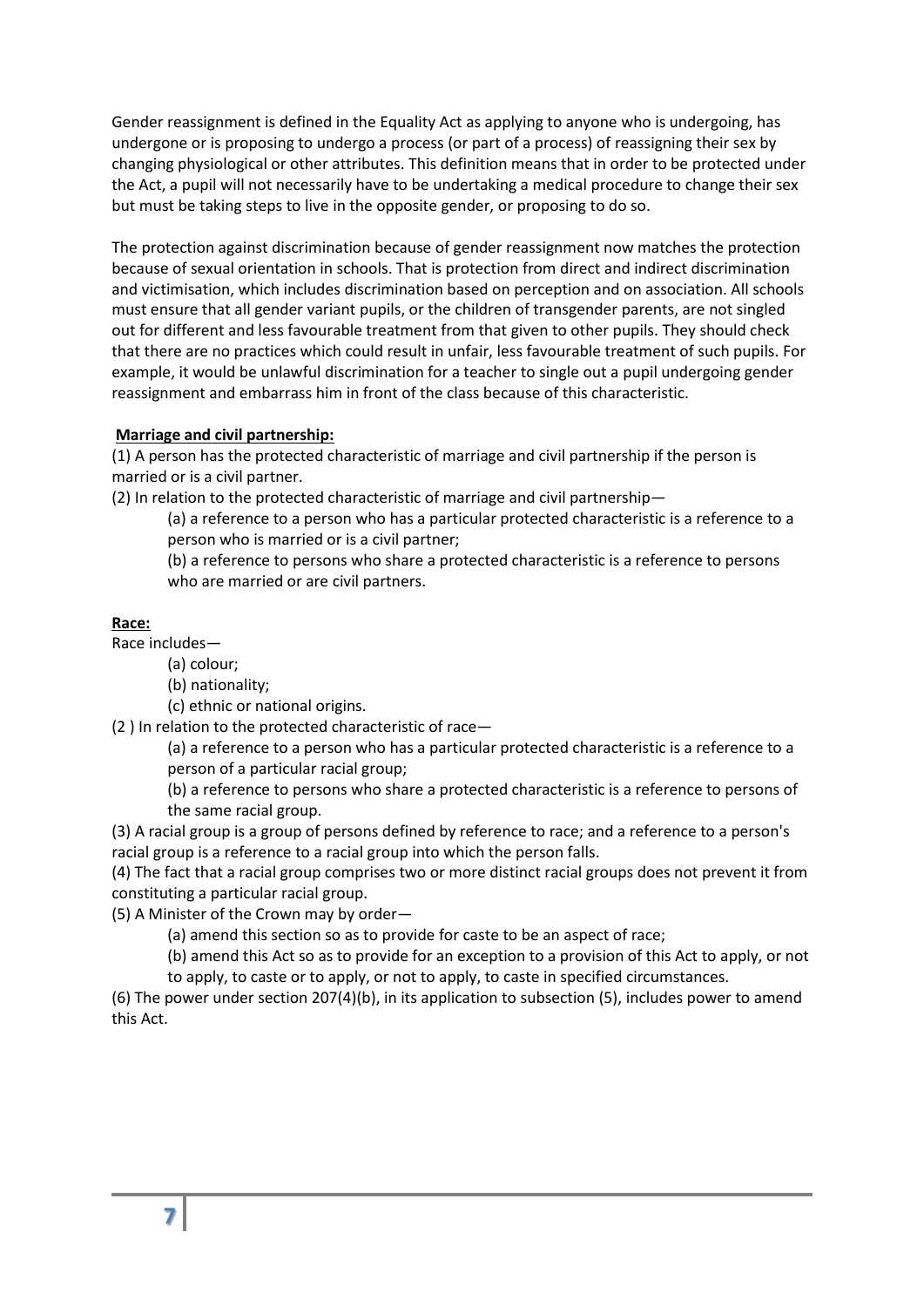Gender reassignment is defined in the Equality Act as applying to anyone who is undergoing, has undergone or is proposing to undergo a process (or part of a process) of reassigning their sex by changing physiological or other attributes. This definition means that in order to be protected under the Act, a pupil will not necessarily have to be undertaking a medical procedure to change their sex but must be taking steps to live in the opposite gender, or proposing to do so.

The protection against discrimination because of gender reassignment now matches the protection because of sexual orientation in schools. That is protection from direct and indirect discrimination and victimisation, which includes discrimination based on perception and on association. All schools must ensure that all gender variant pupils, or the children of transgender parents, are not singled out for different and less favourable treatment from that given to other pupils. They should check that there are no practices which could result in unfair, less favourable treatment of such pupils. For example, it would be unlawful discrimination for a teacher to single out a pupil undergoing gender reassignment and embarrass him in front of the class because of this characteristic.

**Marriage and civil partnership:**

(1) A person has the protected characteristic of marriage and civil partnership if the person is married or is a civil partner.

(2) In relation to the protected characteristic of marriage and civil partnership—

> (a) a reference to a person who has a particular protected characteristic is a reference to a person who is married or is a civil partner;
>
> (b) a reference to persons who share a protected characteristic is a reference to persons who are married or are civil partners.

**Race:**

Race includes—

> (a) colour;
>
> (b) nationality;
>
> (c) ethnic or national origins.

(2 ) In relation to the protected characteristic of race—

> (a) a reference to a person who has a particular protected characteristic is a reference to a person of a particular racial group;
>
> (b) a reference to persons who share a protected characteristic is a reference to persons of the same racial group.

(3) A racial group is a group of persons defined by reference to race; and a reference to a person's racial group is a reference to a racial group into which the person falls.

(4) The fact that a racial group comprises two or more distinct racial groups does not prevent it from constituting a particular racial group.

(5) A Minister of the Crown may by order—

> (a) amend this section so as to provide for caste to be an aspect of race;
>
> (b) amend this Act so as to provide for an exception to a provision of this Act to apply, or not to apply, to caste or to apply, or not to apply, to caste in specified circumstances.

(6) The power under section 207(4)(b), in its application to subsection (5), includes power to amend this Act.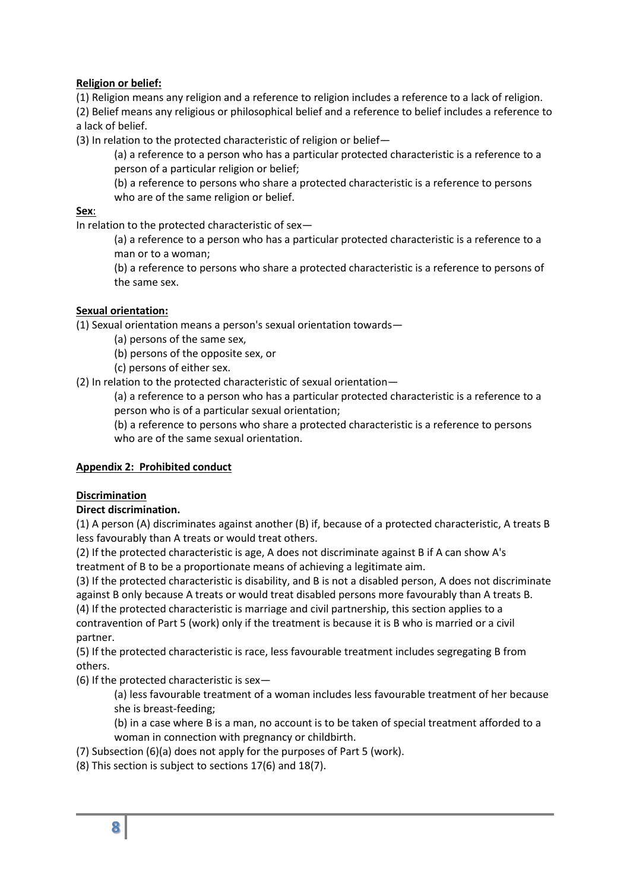**Religion or belief:**

(1) Religion means any religion and a reference to religion includes a reference to a lack of religion.

(2) Belief means any religious or philosophical belief and a reference to belief includes a reference to a lack of belief.

(3) In relation to the protected characteristic of religion or belief—

> (a) a reference to a person who has a particular protected characteristic is a reference to a person of a particular religion or belief;
>
> (b) a reference to persons who share a protected characteristic is a reference to persons who are of the same religion or belief.

**Sex**:

In relation to the protected characteristic of sex—

> (a) a reference to a person who has a particular protected characteristic is a reference to a man or to a woman;
>
> (b) a reference to persons who share a protected characteristic is a reference to persons of the same sex.

**Sexual orientation:**

(1) Sexual orientation means a person's sexual orientation towards—

> (a) persons of the same sex,
>
> (b) persons of the opposite sex, or
>
> (c) persons of either sex.

(2) In relation to the protected characteristic of sexual orientation—

> (a) a reference to a person who has a particular protected characteristic is a reference to a person who is of a particular sexual orientation;
>
> (b) a reference to persons who share a protected characteristic is a reference to persons who are of the same sexual orientation.

## Appendix 2: Prohibited conduct

### Discrimination

**Direct discrimination.**

(1) A person (A) discriminates against another (B) if, because of a protected characteristic, A treats B less favourably than A treats or would treat others.

(2) If the protected characteristic is age, A does not discriminate against B if A can show A's treatment of B to be a proportionate means of achieving a legitimate aim.

(3) If the protected characteristic is disability, and B is not a disabled person, A does not discriminate against B only because A treats or would treat disabled persons more favourably than A treats B.

(4) If the protected characteristic is marriage and civil partnership, this section applies to a contravention of Part 5 (work) only if the treatment is because it is B who is married or a civil partner.

(5) If the protected characteristic is race, less favourable treatment includes segregating B from others.

(6) If the protected characteristic is sex—

> (a) less favourable treatment of a woman includes less favourable treatment of her because she is breast-feeding;
>
> (b) in a case where B is a man, no account is to be taken of special treatment afforded to a woman in connection with pregnancy or childbirth.

(7) Subsection (6)(a) does not apply for the purposes of Part 5 (work).

(8) This section is subject to sections 17(6) and 18(7).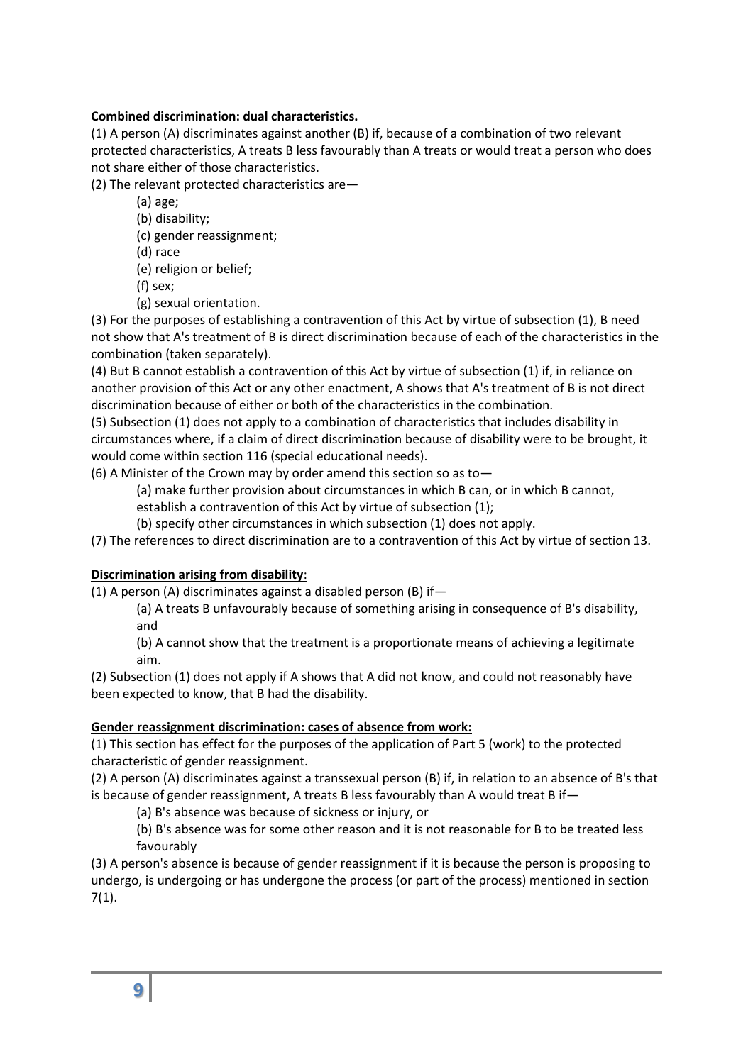**Combined discrimination: dual characteristics.**

(1) A person (A) discriminates against another (B) if, because of a combination of two relevant protected characteristics, A treats B less favourably than A treats or would treat a person who does not share either of those characteristics.

(2) The relevant protected characteristics are—

(a) age;

(b) disability;

(c) gender reassignment;

(d) race

(e) religion or belief;

(f) sex;

(g) sexual orientation.

(3) For the purposes of establishing a contravention of this Act by virtue of subsection (1), B need not show that A's treatment of B is direct discrimination because of each of the characteristics in the combination (taken separately).

(4) But B cannot establish a contravention of this Act by virtue of subsection (1) if, in reliance on another provision of this Act or any other enactment, A shows that A's treatment of B is not direct discrimination because of either or both of the characteristics in the combination.

(5) Subsection (1) does not apply to a combination of characteristics that includes disability in circumstances where, if a claim of direct discrimination because of disability were to be brought, it would come within section 116 (special educational needs).

(6) A Minister of the Crown may by order amend this section so as to—

(a) make further provision about circumstances in which B can, or in which B cannot, establish a contravention of this Act by virtue of subsection (1);

(b) specify other circumstances in which subsection (1) does not apply.

(7) The references to direct discrimination are to a contravention of this Act by virtue of section 13.

**Discrimination arising from disability**:

(1) A person (A) discriminates against a disabled person (B) if—

(a) A treats B unfavourably because of something arising in consequence of B's disability, and

(b) A cannot show that the treatment is a proportionate means of achieving a legitimate aim.

(2) Subsection (1) does not apply if A shows that A did not know, and could not reasonably have been expected to know, that B had the disability.

**Gender reassignment discrimination: cases of absence from work:**

(1) This section has effect for the purposes of the application of Part 5 (work) to the protected characteristic of gender reassignment.

(2) A person (A) discriminates against a transsexual person (B) if, in relation to an absence of B's that is because of gender reassignment, A treats B less favourably than A would treat B if—

(a) B's absence was because of sickness or injury, or

(b) B's absence was for some other reason and it is not reasonable for B to be treated less favourably

(3) A person's absence is because of gender reassignment if it is because the person is proposing to undergo, is undergoing or has undergone the process (or part of the process) mentioned in section 7(1).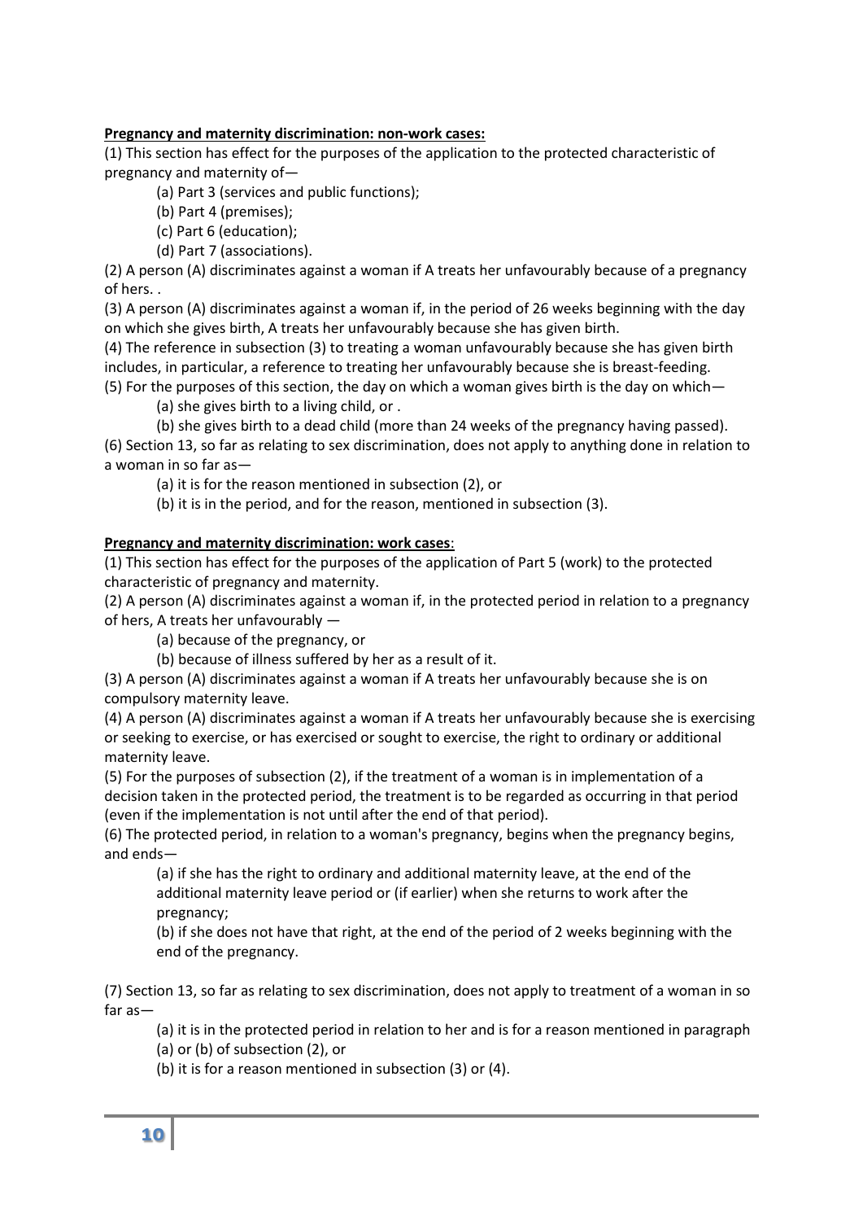**Pregnancy and maternity discrimination: non-work cases:**

(1) This section has effect for the purposes of the application to the protected characteristic of pregnancy and maternity of—

(a) Part 3 (services and public functions);

(b) Part 4 (premises);

(c) Part 6 (education);

(d) Part 7 (associations).

(2) A person (A) discriminates against a woman if A treats her unfavourably because of a pregnancy of hers. .

(3) A person (A) discriminates against a woman if, in the period of 26 weeks beginning with the day on which she gives birth, A treats her unfavourably because she has given birth.

(4) The reference in subsection (3) to treating a woman unfavourably because she has given birth includes, in particular, a reference to treating her unfavourably because she is breast-feeding.

(5) For the purposes of this section, the day on which a woman gives birth is the day on which—

(a) she gives birth to a living child, or .

(b) she gives birth to a dead child (more than 24 weeks of the pregnancy having passed).

(6) Section 13, so far as relating to sex discrimination, does not apply to anything done in relation to a woman in so far as—

(a) it is for the reason mentioned in subsection (2), or

(b) it is in the period, and for the reason, mentioned in subsection (3).

**Pregnancy and maternity discrimination: work cases**:

(1) This section has effect for the purposes of the application of Part 5 (work) to the protected characteristic of pregnancy and maternity.

(2) A person (A) discriminates against a woman if, in the protected period in relation to a pregnancy of hers, A treats her unfavourably —

(a) because of the pregnancy, or

(b) because of illness suffered by her as a result of it.

(3) A person (A) discriminates against a woman if A treats her unfavourably because she is on compulsory maternity leave.

(4) A person (A) discriminates against a woman if A treats her unfavourably because she is exercising or seeking to exercise, or has exercised or sought to exercise, the right to ordinary or additional maternity leave.

(5) For the purposes of subsection (2), if the treatment of a woman is in implementation of a decision taken in the protected period, the treatment is to be regarded as occurring in that period (even if the implementation is not until after the end of that period).

(6) The protected period, in relation to a woman's pregnancy, begins when the pregnancy begins, and ends—

(a) if she has the right to ordinary and additional maternity leave, at the end of the additional maternity leave period or (if earlier) when she returns to work after the pregnancy;

(b) if she does not have that right, at the end of the period of 2 weeks beginning with the end of the pregnancy.

(7) Section 13, so far as relating to sex discrimination, does not apply to treatment of a woman in so far as—

(a) it is in the protected period in relation to her and is for a reason mentioned in paragraph (a) or (b) of subsection (2), or

(b) it is for a reason mentioned in subsection (3) or (4).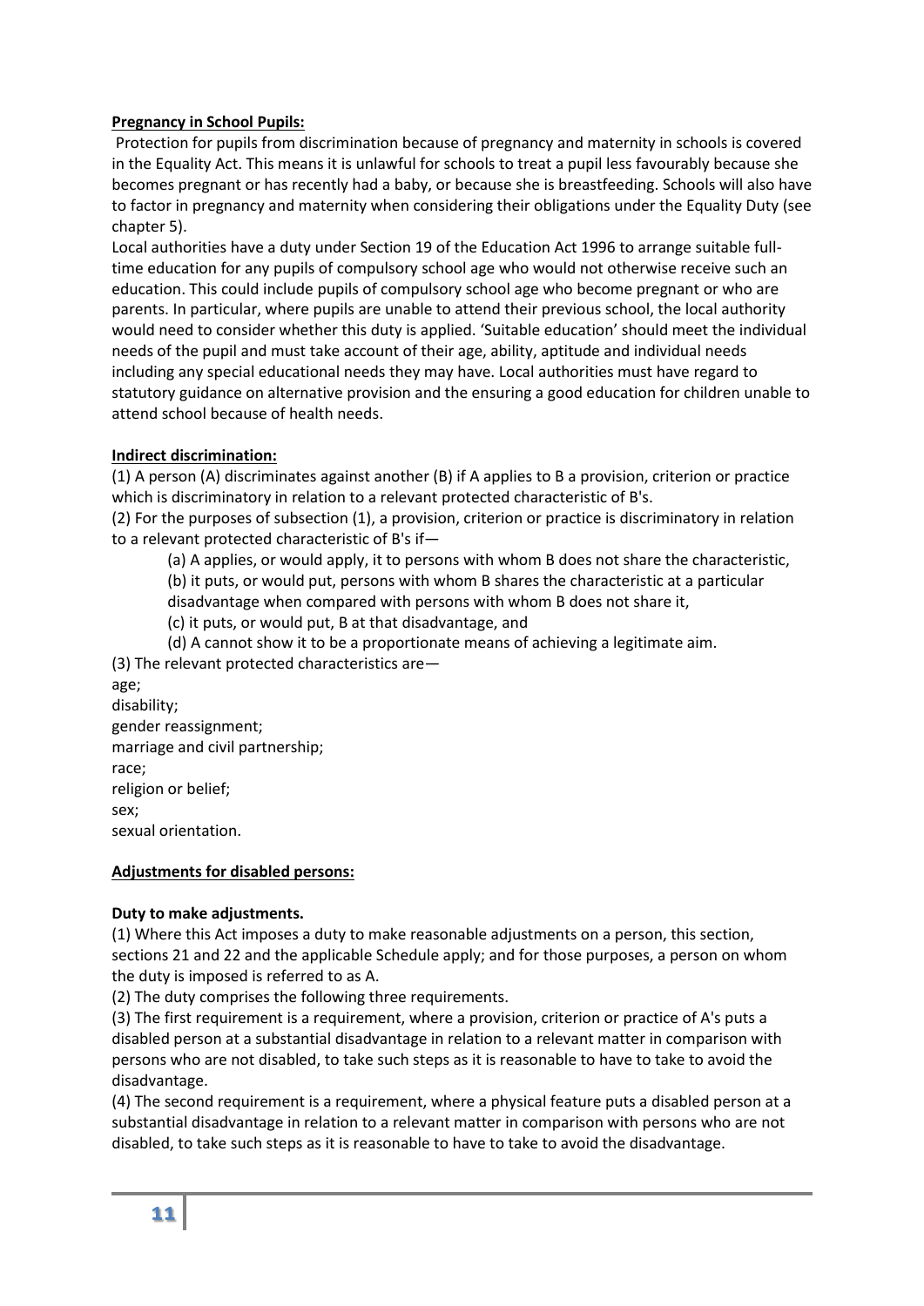**Pregnancy in School Pupils:**

Protection for pupils from discrimination because of pregnancy and maternity in schools is covered in the Equality Act. This means it is unlawful for schools to treat a pupil less favourably because she becomes pregnant or has recently had a baby, or because she is breastfeeding. Schools will also have to factor in pregnancy and maternity when considering their obligations under the Equality Duty (see chapter 5).

Local authorities have a duty under Section 19 of the Education Act 1996 to arrange suitable full-time education for any pupils of compulsory school age who would not otherwise receive such an education. This could include pupils of compulsory school age who become pregnant or who are parents. In particular, where pupils are unable to attend their previous school, the local authority would need to consider whether this duty is applied. 'Suitable education' should meet the individual needs of the pupil and must take account of their age, ability, aptitude and individual needs including any special educational needs they may have. Local authorities must have regard to statutory guidance on alternative provision and the ensuring a good education for children unable to attend school because of health needs.

**Indirect discrimination:**

(1) A person (A) discriminates against another (B) if A applies to B a provision, criterion or practice which is discriminatory in relation to a relevant protected characteristic of B's.

(2) For the purposes of subsection (1), a provision, criterion or practice is discriminatory in relation to a relevant protected characteristic of B's if—

(a) A applies, or would apply, it to persons with whom B does not share the characteristic,

(b) it puts, or would put, persons with whom B shares the characteristic at a particular disadvantage when compared with persons with whom B does not share it,

(c) it puts, or would put, B at that disadvantage, and

(d) A cannot show it to be a proportionate means of achieving a legitimate aim.

(3) The relevant protected characteristics are—

age;
disability;
gender reassignment;
marriage and civil partnership;
race;
religion or belief;
sex;
sexual orientation.

**Adjustments for disabled persons:**

**Duty to make adjustments.**

(1) Where this Act imposes a duty to make reasonable adjustments on a person, this section, sections 21 and 22 and the applicable Schedule apply; and for those purposes, a person on whom the duty is imposed is referred to as A.

(2) The duty comprises the following three requirements.

(3) The first requirement is a requirement, where a provision, criterion or practice of A's puts a disabled person at a substantial disadvantage in relation to a relevant matter in comparison with persons who are not disabled, to take such steps as it is reasonable to have to take to avoid the disadvantage.

(4) The second requirement is a requirement, where a physical feature puts a disabled person at a substantial disadvantage in relation to a relevant matter in comparison with persons who are not disabled, to take such steps as it is reasonable to have to take to avoid the disadvantage.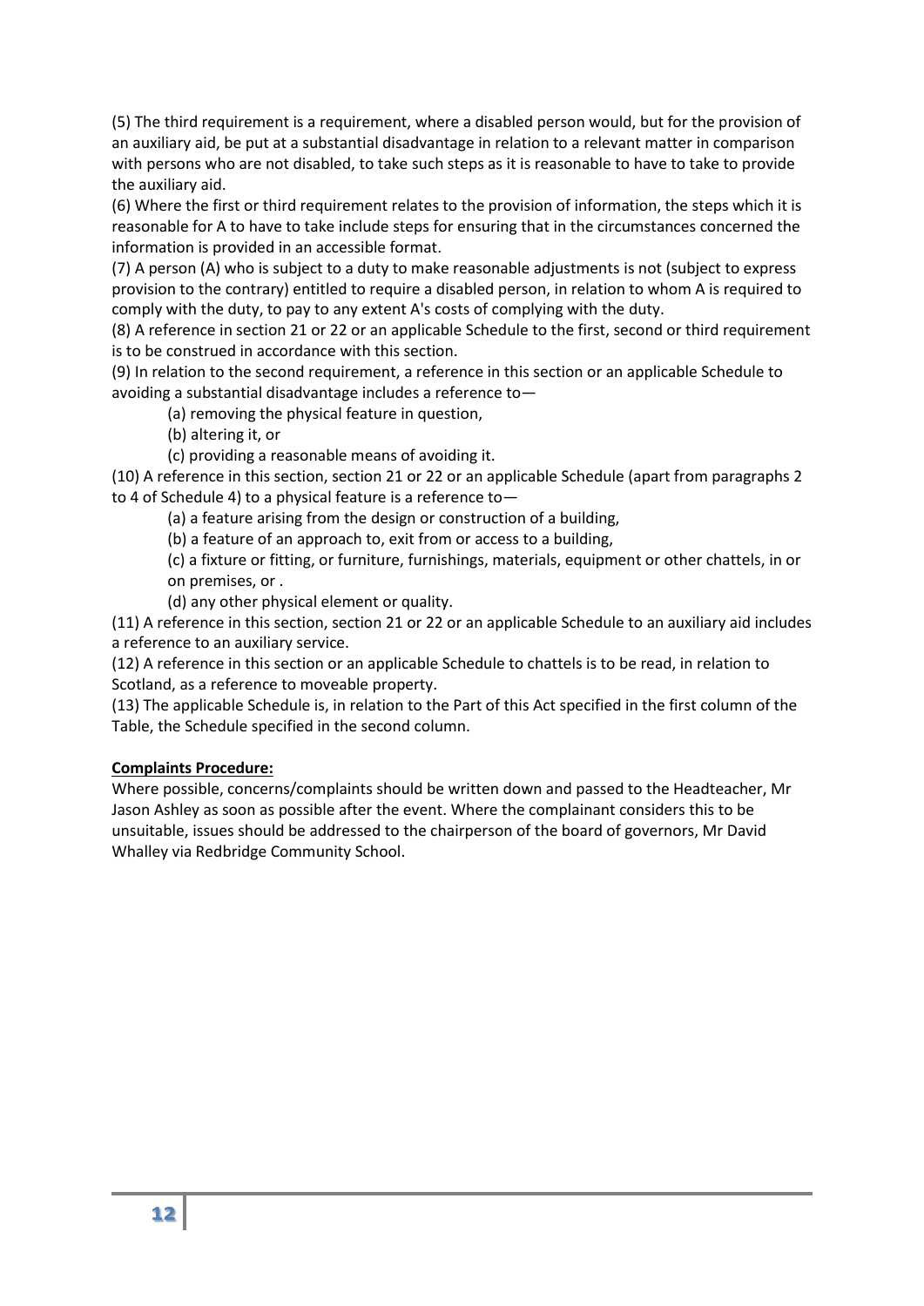(5) The third requirement is a requirement, where a disabled person would, but for the provision of an auxiliary aid, be put at a substantial disadvantage in relation to a relevant matter in comparison with persons who are not disabled, to take such steps as it is reasonable to have to take to provide the auxiliary aid.

(6) Where the first or third requirement relates to the provision of information, the steps which it is reasonable for A to have to take include steps for ensuring that in the circumstances concerned the information is provided in an accessible format.

(7) A person (A) who is subject to a duty to make reasonable adjustments is not (subject to express provision to the contrary) entitled to require a disabled person, in relation to whom A is required to comply with the duty, to pay to any extent A's costs of complying with the duty.

(8) A reference in section 21 or 22 or an applicable Schedule to the first, second or third requirement is to be construed in accordance with this section.

(9) In relation to the second requirement, a reference in this section or an applicable Schedule to avoiding a substantial disadvantage includes a reference to—

(a) removing the physical feature in question,

(b) altering it, or

(c) providing a reasonable means of avoiding it.

(10) A reference in this section, section 21 or 22 or an applicable Schedule (apart from paragraphs 2 to 4 of Schedule 4) to a physical feature is a reference to—

(a) a feature arising from the design or construction of a building,

(b) a feature of an approach to, exit from or access to a building,

(c) a fixture or fitting, or furniture, furnishings, materials, equipment or other chattels, in or on premises, or .

(d) any other physical element or quality.

(11) A reference in this section, section 21 or 22 or an applicable Schedule to an auxiliary aid includes a reference to an auxiliary service.

(12) A reference in this section or an applicable Schedule to chattels is to be read, in relation to Scotland, as a reference to moveable property.

(13) The applicable Schedule is, in relation to the Part of this Act specified in the first column of the Table, the Schedule specified in the second column.

**Complaints Procedure:**

Where possible, concerns/complaints should be written down and passed to the Headteacher, Mr Jason Ashley as soon as possible after the event. Where the complainant considers this to be unsuitable, issues should be addressed to the chairperson of the board of governors, Mr David Whalley via Redbridge Community School.